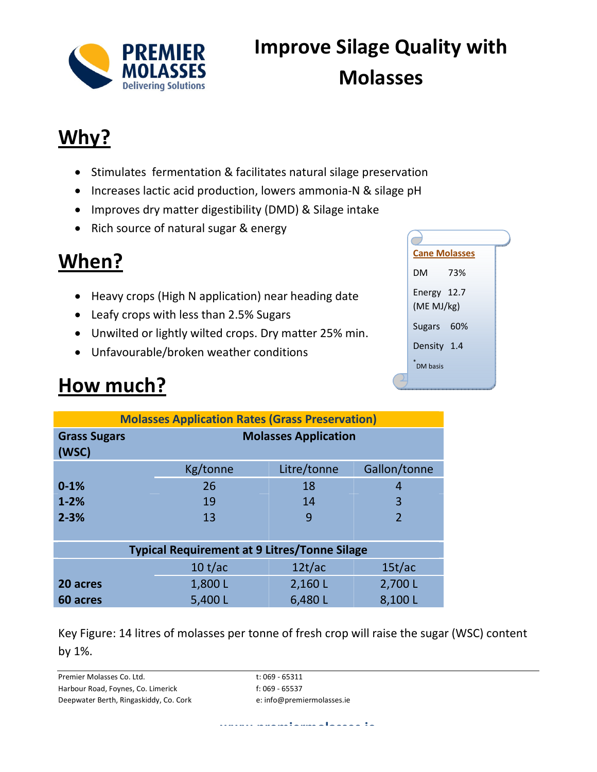PREMIER MOLASSES
Delivering Solutions

# Improve Silage Quality with Molasses

## Why?

- Stimulates fermentation & facilitates natural silage preservation
- Increases lactic acid production, lowers ammonia-N & silage pH
- Improves dry matter digestibility (DMD) & Silage intake
- Rich source of natural sugar & energy

## When?

- Heavy crops (High N application) near heading date
- Leafy crops with less than 2.5% Sugars
- Unwilted or lightly wilted crops. Dry matter 25% min.
- Unfavourable/broken weather conditions

**Cane Molasses**

DM 73%

Energy 12.7 (ME MJ/kg)

Sugars 60%

Density 1.4

*DM basis

## How much?

| Molasses Application Rates (Grass Preservation) | | | |
|---|---|---|---|
| **Grass Sugars (WSC)** | **Molasses Application** | | |
| | Kg/tonne | Litre/tonne | Gallon/tonne |
| **0-1%** | 26 | 18 | 4 |
| **1-2%** | 19 | 14 | 3 |
| **2-3%** | 13 | 9 | 2 |
| **Typical Requirement at 9 Litres/Tonne Silage** | | | |
| | 10 t/ac | 12t/ac | 15t/ac |
| **20 acres** | 1,800 L | 2,160 L | 2,700 L |
| **60 acres** | 5,400 L | 6,480 L | 8,100 L |

Key Figure: 14 litres of molasses per tonne of fresh crop will raise the sugar (WSC) content by 1%.

Premier Molasses Co. Ltd.
Harbour Road, Foynes, Co. Limerick
Deepwater Berth, Ringaskiddy, Co. Cork

t: 069 - 65311
f: 069 - 65537
e: info@premiermolasses.ie

www.premiermolasses.ie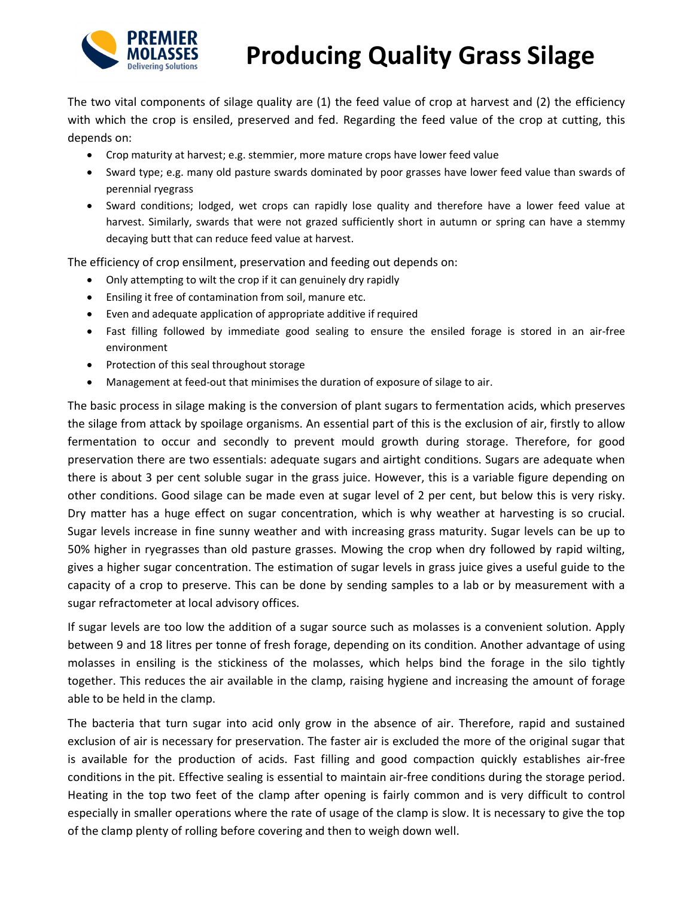# Producing Quality Grass Silage

The two vital components of silage quality are (1) the feed value of crop at harvest and (2) the efficiency with which the crop is ensiled, preserved and fed. Regarding the feed value of the crop at cutting, this depends on:

- Crop maturity at harvest; e.g. stemmier, more mature crops have lower feed value
- Sward type; e.g. many old pasture swards dominated by poor grasses have lower feed value than swards of perennial ryegrass
- Sward conditions; lodged, wet crops can rapidly lose quality and therefore have a lower feed value at harvest. Similarly, swards that were not grazed sufficiently short in autumn or spring can have a stemmy decaying butt that can reduce feed value at harvest.

The efficiency of crop ensilment, preservation and feeding out depends on:

- Only attempting to wilt the crop if it can genuinely dry rapidly
- Ensiling it free of contamination from soil, manure etc.
- Even and adequate application of appropriate additive if required
- Fast filling followed by immediate good sealing to ensure the ensiled forage is stored in an air-free environment
- Protection of this seal throughout storage
- Management at feed-out that minimises the duration of exposure of silage to air.

The basic process in silage making is the conversion of plant sugars to fermentation acids, which preserves the silage from attack by spoilage organisms. An essential part of this is the exclusion of air, firstly to allow fermentation to occur and secondly to prevent mould growth during storage. Therefore, for good preservation there are two essentials: adequate sugars and airtight conditions. Sugars are adequate when there is about 3 per cent soluble sugar in the grass juice. However, this is a variable figure depending on other conditions. Good silage can be made even at sugar level of 2 per cent, but below this is very risky. Dry matter has a huge effect on sugar concentration, which is why weather at harvesting is so crucial. Sugar levels increase in fine sunny weather and with increasing grass maturity. Sugar levels can be up to 50% higher in ryegrasses than old pasture grasses. Mowing the crop when dry followed by rapid wilting, gives a higher sugar concentration. The estimation of sugar levels in grass juice gives a useful guide to the capacity of a crop to preserve. This can be done by sending samples to a lab or by measurement with a sugar refractometer at local advisory offices.

If sugar levels are too low the addition of a sugar source such as molasses is a convenient solution. Apply between 9 and 18 litres per tonne of fresh forage, depending on its condition. Another advantage of using molasses in ensiling is the stickiness of the molasses, which helps bind the forage in the silo tightly together. This reduces the air available in the clamp, raising hygiene and increasing the amount of forage able to be held in the clamp.

The bacteria that turn sugar into acid only grow in the absence of air. Therefore, rapid and sustained exclusion of air is necessary for preservation. The faster air is excluded the more of the original sugar that is available for the production of acids. Fast filling and good compaction quickly establishes air-free conditions in the pit. Effective sealing is essential to maintain air-free conditions during the storage period. Heating in the top two feet of the clamp after opening is fairly common and is very difficult to control especially in smaller operations where the rate of usage of the clamp is slow. It is necessary to give the top of the clamp plenty of rolling before covering and then to weigh down well.